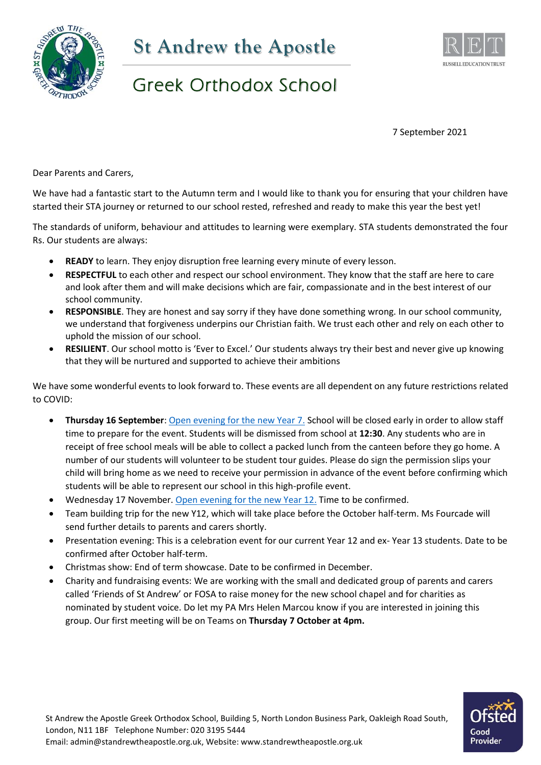# St Andrew the Apostle

## Greek Orthodox School

7 September 2021

Dear Parents and Carers,

We have had a fantastic start to the Autumn term and I would like to thank you for ensuring that your children have started their STA journey or returned to our school rested, refreshed and ready to make this year the best yet!

The standards of uniform, behaviour and attitudes to learning were exemplary. STA students demonstrated the four Rs. Our students are always:

- **READY** to learn. They enjoy disruption free learning every minute of every lesson.
- **RESPECTFUL** to each other and respect our school environment. They know that the staff are here to care and look after them and will make decisions which are fair, compassionate and in the best interest of our school community.
- **RESPONSIBLE**. They are honest and say sorry if they have done something wrong. In our school community, we understand that forgiveness underpins our Christian faith. We trust each other and rely on each other to uphold the mission of our school.
- **RESILIENT**. Our school motto is 'Ever to Excel.' Our students always try their best and never give up knowing that they will be nurtured and supported to achieve their ambitions

We have some wonderful events to look forward to. These events are all dependent on any future restrictions related to COVID:

- **Thursday 16 September**: Open evening for the new Year 7. School will be closed early in order to allow staff time to prepare for the event. Students will be dismissed from school at **12:30**. Any students who are in receipt of free school meals will be able to collect a packed lunch from the canteen before they go home. A number of our students will volunteer to be student tour guides. Please do sign the permission slips your child will bring home as we need to receive your permission in advance of the event before confirming which students will be able to represent our school in this high-profile event.
- Wednesday 17 November. Open evening for the new Year 12. Time to be confirmed.
- Team building trip for the new Y12, which will take place before the October half-term. Ms Fourcade will send further details to parents and carers shortly.
- Presentation evening: This is a celebration event for our current Year 12 and ex- Year 13 students. Date to be confirmed after October half-term.
- Christmas show: End of term showcase. Date to be confirmed in December.
- Charity and fundraising events: We are working with the small and dedicated group of parents and carers called 'Friends of St Andrew' or FOSA to raise money for the new school chapel and for charities as nominated by student voice. Do let my PA Mrs Helen Marcou know if you are interested in joining this group. Our first meeting will be on Teams on **Thursday 7 October at 4pm.**

St Andrew the Apostle Greek Orthodox School, Building 5, North London Business Park, Oakleigh Road South, London, N11 1BF Telephone Number: 020 3195 5444
Email: admin@standrewtheapostle.org.uk, Website: www.standrewtheapostle.org.uk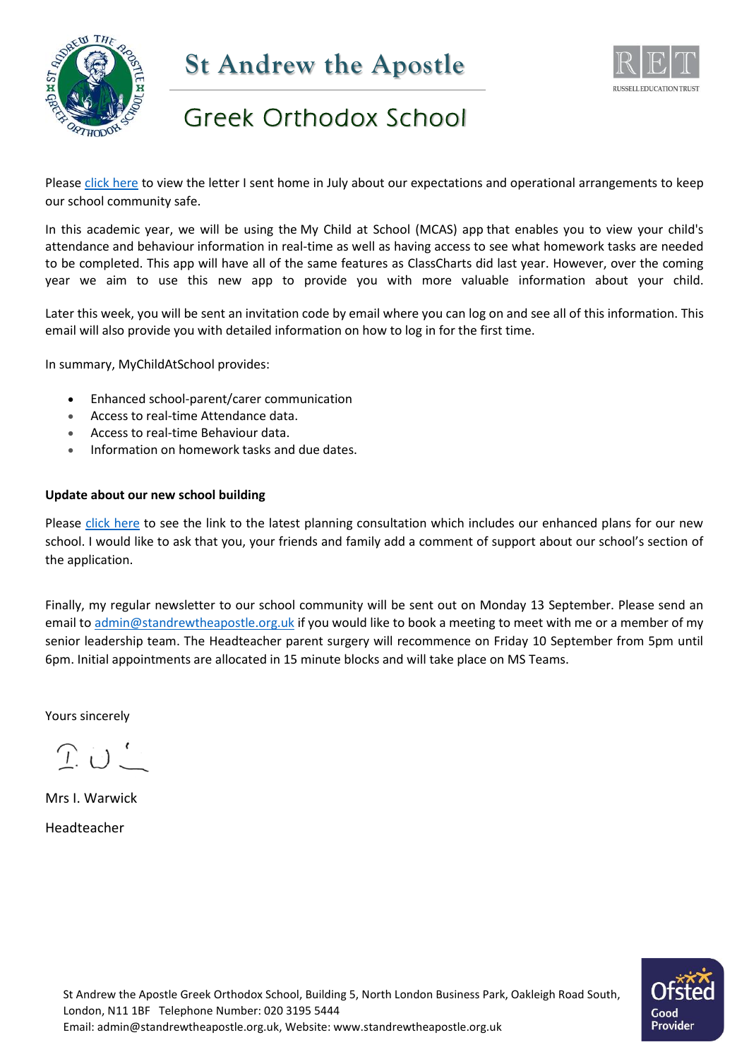Please click here to view the letter I sent home in July about our expectations and operational arrangements to keep our school community safe.

In this academic year, we will be using the My Child at School (MCAS) app that enables you to view your child's attendance and behaviour information in real-time as well as having access to see what homework tasks are needed to be completed. This app will have all of the same features as ClassCharts did last year. However, over the coming year we aim to use this new app to provide you with more valuable information about your child.

Later this week, you will be sent an invitation code by email where you can log on and see all of this information. This email will also provide you with detailed information on how to log in for the first time.

In summary, MyChildAtSchool provides:

- Enhanced school-parent/carer communication
- Access to real-time Attendance data.
- Access to real-time Behaviour data.
- Information on homework tasks and due dates.

**Update about our new school building**

Please click here to see the link to the latest planning consultation which includes our enhanced plans for our new school. I would like to ask that you, your friends and family add a comment of support about our school's section of the application.

Finally, my regular newsletter to our school community will be sent out on Monday 13 September. Please send an email to admin@standrewtheapostle.org.uk if you would like to book a meeting to meet with me or a member of my senior leadership team. The Headteacher parent surgery will recommence on Friday 10 September from 5pm until 6pm. Initial appointments are allocated in 15 minute blocks and will take place on MS Teams.

Yours sincerely

Mrs I. Warwick

Headteacher